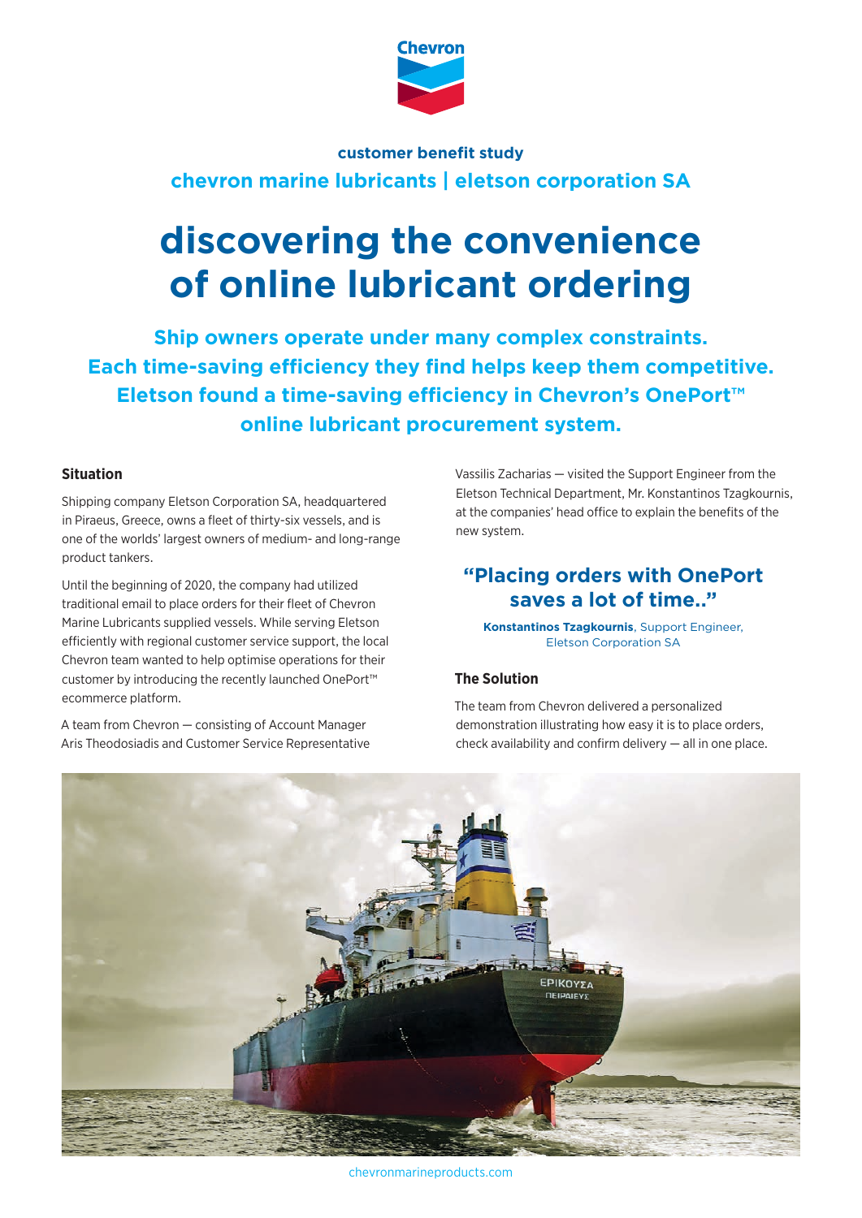customer benefit study

chevron marine lubricants | eletson corporation SA

# discovering the convenience of online lubricant ordering

**Ship owners operate under many complex constraints. Each time-saving efficiency they find helps keep them competitive. Eletson found a time-saving efficiency in Chevron's OnePort™ online lubricant procurement system.**

### Situation

Shipping company Eletson Corporation SA, headquartered in Piraeus, Greece, owns a fleet of thirty-six vessels, and is one of the worlds' largest owners of medium- and long-range product tankers.

Until the beginning of 2020, the company had utilized traditional email to place orders for their fleet of Chevron Marine Lubricants supplied vessels. While serving Eletson efficiently with regional customer service support, the local Chevron team wanted to help optimise operations for their customer by introducing the recently launched OnePort™ ecommerce platform.

A team from Chevron — consisting of Account Manager Aris Theodosiadis and Customer Service Representative Vassilis Zacharias — visited the Support Engineer from the Eletson Technical Department, Mr. Konstantinos Tzagkournis, at the companies' head office to explain the benefits of the new system.

> **"Placing orders with OnePort saves a lot of time.."**
>
> **Konstantinos Tzagkournis**, Support Engineer, Eletson Corporation SA

### The Solution

The team from Chevron delivered a personalized demonstration illustrating how easy it is to place orders, check availability and confirm delivery — all in one place.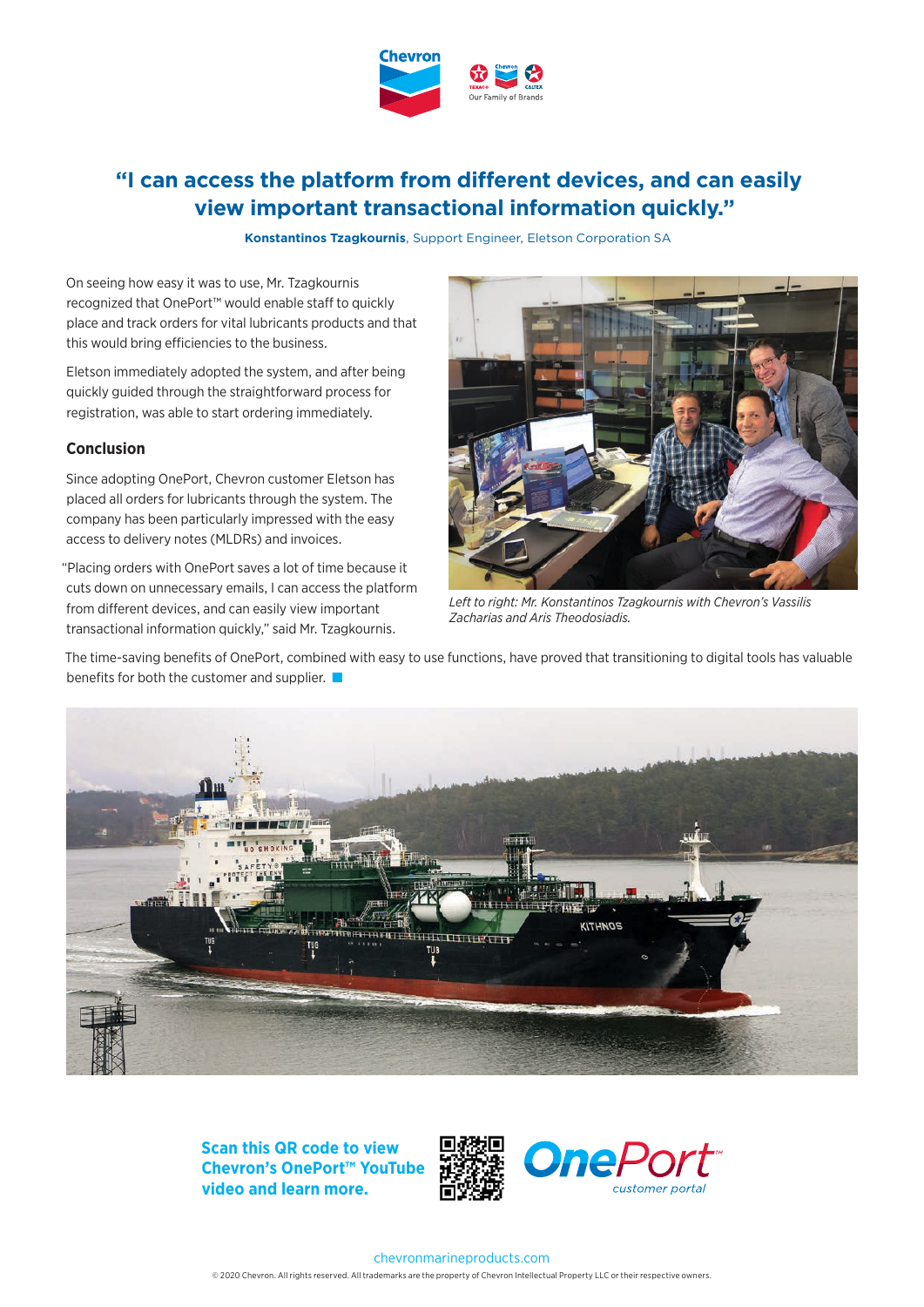## "I can access the platform from different devices, and can easily view important transactional information quickly."

**Konstantinos Tzagkournis**, Support Engineer, Eletson Corporation SA

On seeing how easy it was to use, Mr. Tzagkournis recognized that OnePort™ would enable staff to quickly place and track orders for vital lubricants products and that this would bring efficiencies to the business.

Eletson immediately adopted the system, and after being quickly guided through the straightforward process for registration, was able to start ordering immediately.

### Conclusion

Since adopting OnePort, Chevron customer Eletson has placed all orders for lubricants through the system. The company has been particularly impressed with the easy access to delivery notes (MLDRs) and invoices.

"Placing orders with OnePort saves a lot of time because it cuts down on unnecessary emails, I can access the platform from different devices, and can easily view important transactional information quickly," said Mr. Tzagkournis.

*Left to right: Mr. Konstantinos Tzagkournis with Chevron's Vassilis Zacharias and Aris Theodosiadis.*

The time-saving benefits of OnePort, combined with easy to use functions, have proved that transitioning to digital tools has valuable benefits for both the customer and supplier.

**Scan this QR code to view Chevron's OnePort™ YouTube video and learn more.**

OnePort™ customer portal

chevronmarineproducts.com

© 2020 Chevron. All rights reserved. All trademarks are the property of Chevron Intellectual Property LLC or their respective owners.